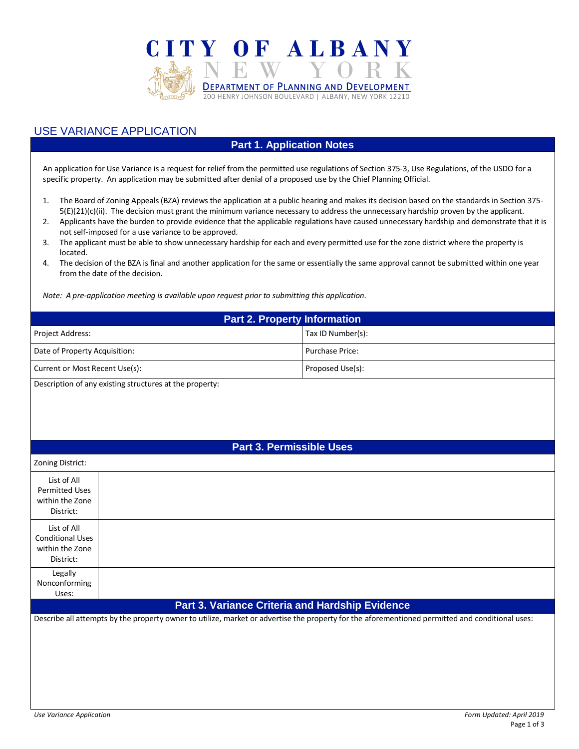# CITY OF ALBANY
## NEW YORK
DEPARTMENT OF PLANNING AND DEVELOPMENT
200 HENRY JOHNSON BOULEVARD | ALBANY, NEW YORK 12210

## USE VARIANCE APPLICATION

### Part 1. Application Notes

An application for Use Variance is a request for relief from the permitted use regulations of Section 375-3, Use Regulations, of the USDO for a specific property. An application may be submitted after denial of a proposed use by the Chief Planning Official.

1. The Board of Zoning Appeals (BZA) reviews the application at a public hearing and makes its decision based on the standards in Section 375-5(E)(21)(c)(ii). The decision must grant the minimum variance necessary to address the unnecessary hardship proven by the applicant.
2. Applicants have the burden to provide evidence that the applicable regulations have caused unnecessary hardship and demonstrate that it is not self-imposed for a use variance to be approved.
3. The applicant must be able to show unnecessary hardship for each and every permitted use for the zone district where the property is located.
4. The decision of the BZA is final and another application for the same or essentially the same approval cannot be submitted within one year from the date of the decision.

*Note: A pre-application meeting is available upon request prior to submitting this application.*

### Part 2. Property Information

| | |
|---|---|
| Project Address: | Tax ID Number(s): |
| Date of Property Acquisition: | Purchase Price: |
| Current or Most Recent Use(s): | Proposed Use(s): |

Description of any existing structures at the property:

### Part 3. Permissible Uses

Zoning District:

| | |
|---|---|
| List of All Permitted Uses within the Zone District: | |
| List of All Conditional Uses within the Zone District: | |
| Legally Nonconforming Uses: | |

### Part 3. Variance Criteria and Hardship Evidence

Describe all attempts by the property owner to utilize, market or advertise the property for the aforementioned permitted and conditional uses: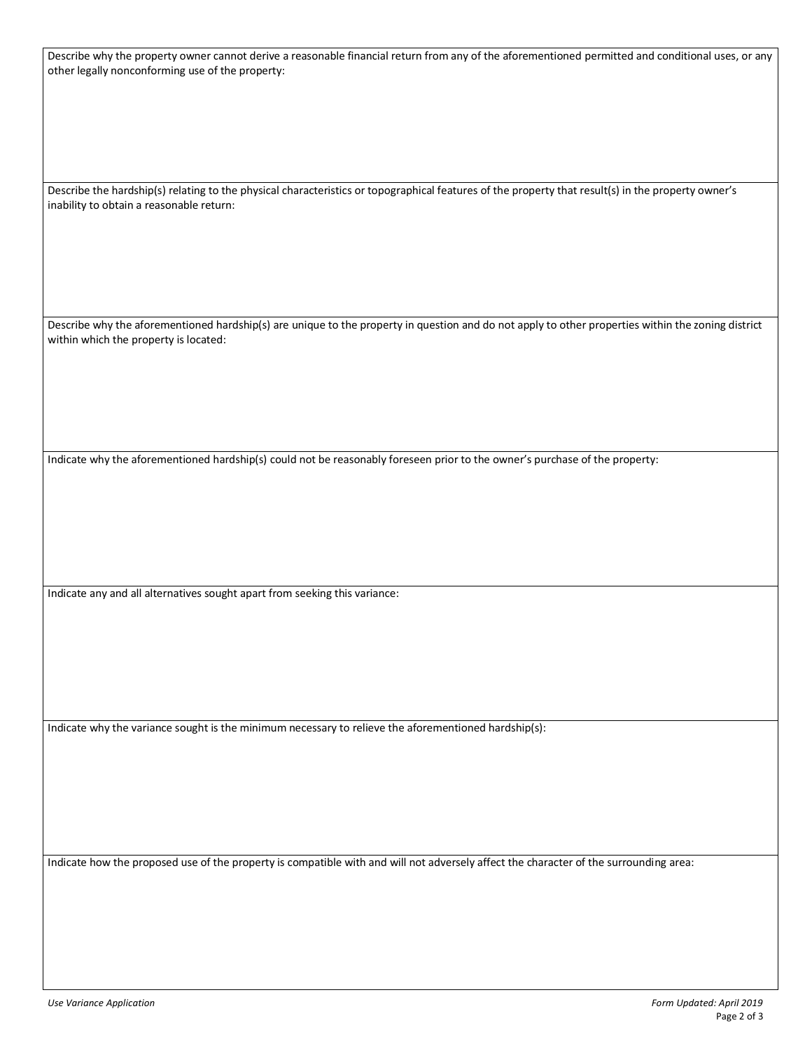Describe why the property owner cannot derive a reasonable financial return from any of the aforementioned permitted and conditional uses, or any other legally nonconforming use of the property:

Describe the hardship(s) relating to the physical characteristics or topographical features of the property that result(s) in the property owner's inability to obtain a reasonable return:

Describe why the aforementioned hardship(s) are unique to the property in question and do not apply to other properties within the zoning district within which the property is located:

Indicate why the aforementioned hardship(s) could not be reasonably foreseen prior to the owner's purchase of the property:

Indicate any and all alternatives sought apart from seeking this variance:

Indicate why the variance sought is the minimum necessary to relieve the aforementioned hardship(s):

Indicate how the proposed use of the property is compatible with and will not adversely affect the character of the surrounding area: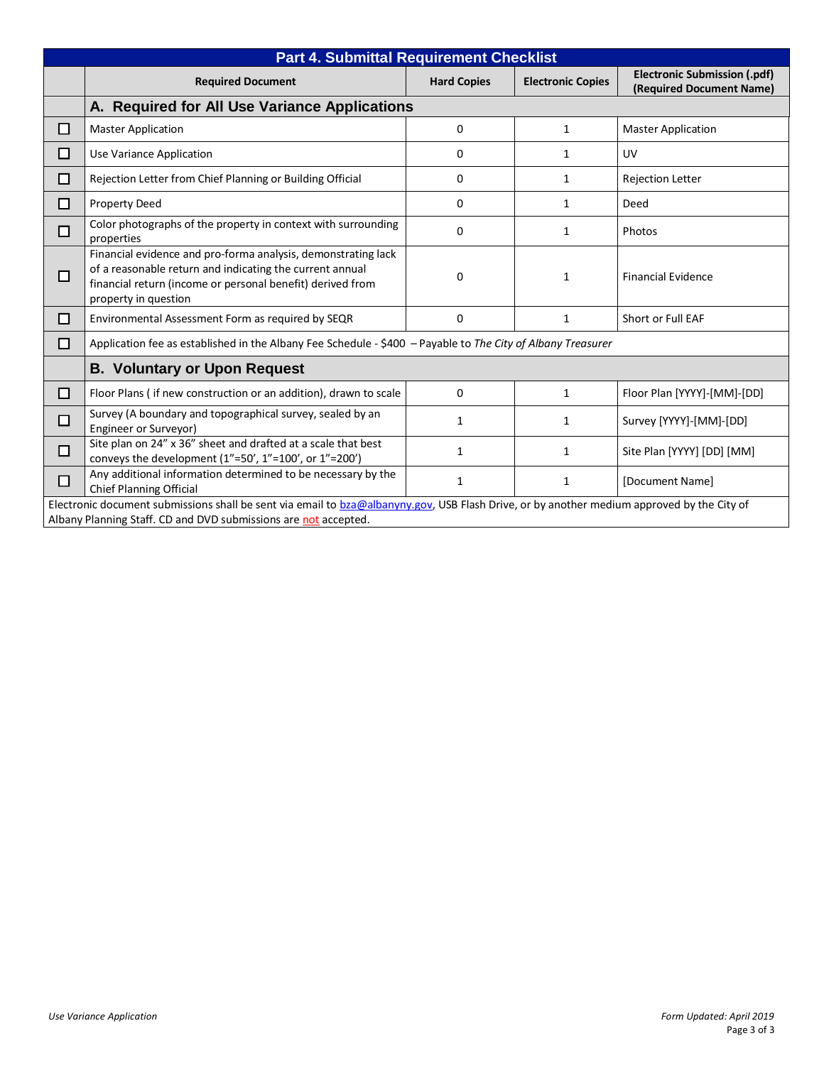## Part 4. Submittal Requirement Checklist

| | Required Document | Hard Copies | Electronic Copies | Electronic Submission (.pdf) (Required Document Name) |
|---|---|---|---|---|
| | **A. Required for All Use Variance Applications** | | | |
| ☐ | Master Application | 0 | 1 | Master Application |
| ☐ | Use Variance Application | 0 | 1 | UV |
| ☐ | Rejection Letter from Chief Planning or Building Official | 0 | 1 | Rejection Letter |
| ☐ | Property Deed | 0 | 1 | Deed |
| ☐ | Color photographs of the property in context with surrounding properties | 0 | 1 | Photos |
| ☐ | Financial evidence and pro-forma analysis, demonstrating lack of a reasonable return and indicating the current annual financial return (income or personal benefit) derived from property in question | 0 | 1 | Financial Evidence |
| ☐ | Environmental Assessment Form as required by SEQR | 0 | 1 | Short or Full EAF |
| ☐ | Application fee as established in the Albany Fee Schedule - $400 – Payable to *The City of Albany Treasurer* | | | |
| | **B. Voluntary or Upon Request** | | | |
| ☐ | Floor Plans ( if new construction or an addition), drawn to scale | 0 | 1 | Floor Plan [YYYY]-[MM]-[DD] |
| ☐ | Survey (A boundary and topographical survey, sealed by an Engineer or Surveyor) | 1 | 1 | Survey [YYYY]-[MM]-[DD] |
| ☐ | Site plan on 24" x 36" sheet and drafted at a scale that best conveys the development (1"=50', 1"=100', or 1"=200') | 1 | 1 | Site Plan [YYYY] [DD] [MM] |
| ☐ | Any additional information determined to be necessary by the Chief Planning Official | 1 | 1 | [Document Name] |

Electronic document submissions shall be sent via email to bza@albanyny.gov, USB Flash Drive, or by another medium approved by the City of Albany Planning Staff. CD and DVD submissions are not accepted.

*Use Variance Application* *Form Updated: April 2019*